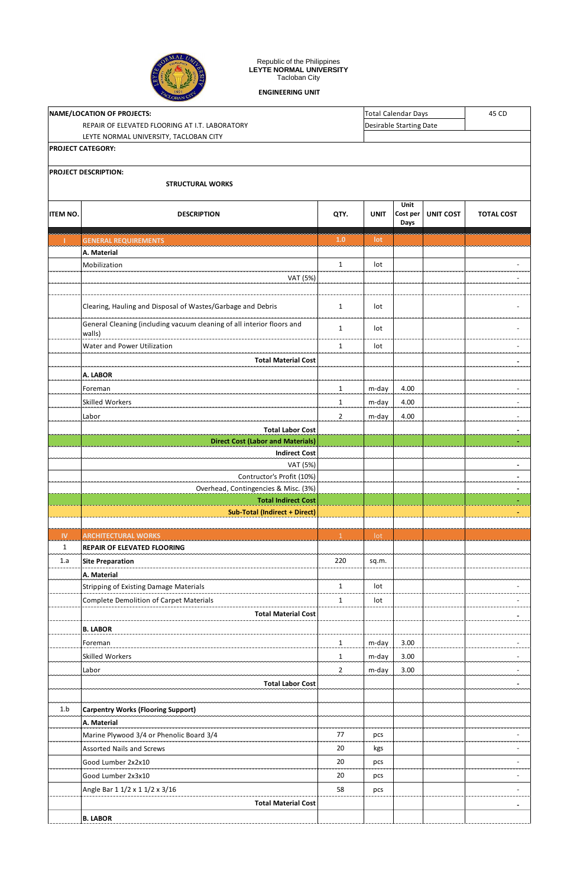Republic of the Philippines
**LEYTE NORMAL UNIVERSITY**
Tacloban City

**ENGINEERING UNIT**

| **NAME/LOCATION OF PROJECTS:** | | | Total Calendar Days | | 45 CD |
|---|---|---|---|---|---|
| REPAIR OF ELEVATED FLOORING AT I.T. LABORATORY | | | Desirable Starting Date | | |
| LEYTE NORMAL UNIVERSITY, TACLOBAN CITY | | | | | |

**PROJECT CATEGORY:**

**PROJECT DESCRIPTION:**

**STRUCTURAL WORKS**

| ITEM NO. | DESCRIPTION | QTY. | UNIT | Unit Cost per Days | UNIT COST | TOTAL COST |
|---|---|---|---|---|---|---|
| I | GENERAL REQUIREMENTS | 1.0 | lot | | | |
| | **A. Material** | | | | | |
| | Mobilization | 1 | lot | | | - |
| | VAT (5%) | | | | | - |
| | | | | | | |
| | Clearing, Hauling and Disposal of Wastes/Garbage and Debris | 1 | lot | | | - |
| | General Cleaning (including vacuum cleaning of all interior floors and walls) | 1 | lot | | | - |
| | Water and Power Utilization | 1 | lot | | | - |
| | **Total Material Cost** | | | | | **-** |
| | **A. LABOR** | | | | | |
| | Foreman | 1 | m-day | 4.00 | | - |
| | Skilled Workers | 1 | m-day | 4.00 | | - |
| | Labor | 2 | m-day | 4.00 | | - |
| | **Total Labor Cost** | | | | | **-** |
| | **Direct Cost (Labor and Materials)** | | | | | **-** |
| | **Indirect Cost** | | | | | |
| | VAT (5%) | | | | | **-** |
| | Contructor's Profit (10%) | | | | | **-** |
| | Overhead, Contingencies & Misc. (3%) | | | | | **-** |
| | **Total Indirect Cost** | | | | | **-** |
| | **Sub-Total (Indirect + Direct)** | | | | | **-** |
| | | | | | | |
| IV | ARCHITECTURAL WORKS | 1 | lot | | | |
| 1 | **REPAIR OF ELEVATED FLOORING** | | | | | |
| 1.a | **Site Preparation** | 220 | sq.m. | | | |
| | **A. Material** | | | | | |
| | Stripping of Existing Damage Materials | 1 | lot | | | - |
| | Complete Demolition of Carpet Materials | 1 | lot | | | - |
| | **Total Material Cost** | | | | | **-** |
| | **B. LABOR** | | | | | |
| | Foreman | 1 | m-day | 3.00 | | - |
| | Skilled Workers | 1 | m-day | 3.00 | | - |
| | Labor | 2 | m-day | 3.00 | | - |
| | **Total Labor Cost** | | | | | **-** |
| | | | | | | |
| 1.b | **Carpentry Works (Flooring Support)** | | | | | |
| | **A. Material** | | | | | |
| | Marine Plywood 3/4 or Phenolic Board 3/4 | 77 | pcs | | | - |
| | Assorted Nails and Screws | 20 | kgs | | | - |
| | Good Lumber 2x2x10 | 20 | pcs | | | - |
| | Good Lumber 2x3x10 | 20 | pcs | | | - |
| | Angle Bar 1 1/2 x 1 1/2 x 3/16 | 58 | pcs | | | - |
| | **Total Material Cost** | | | | | **-** |
| | **B. LABOR** | | | | | |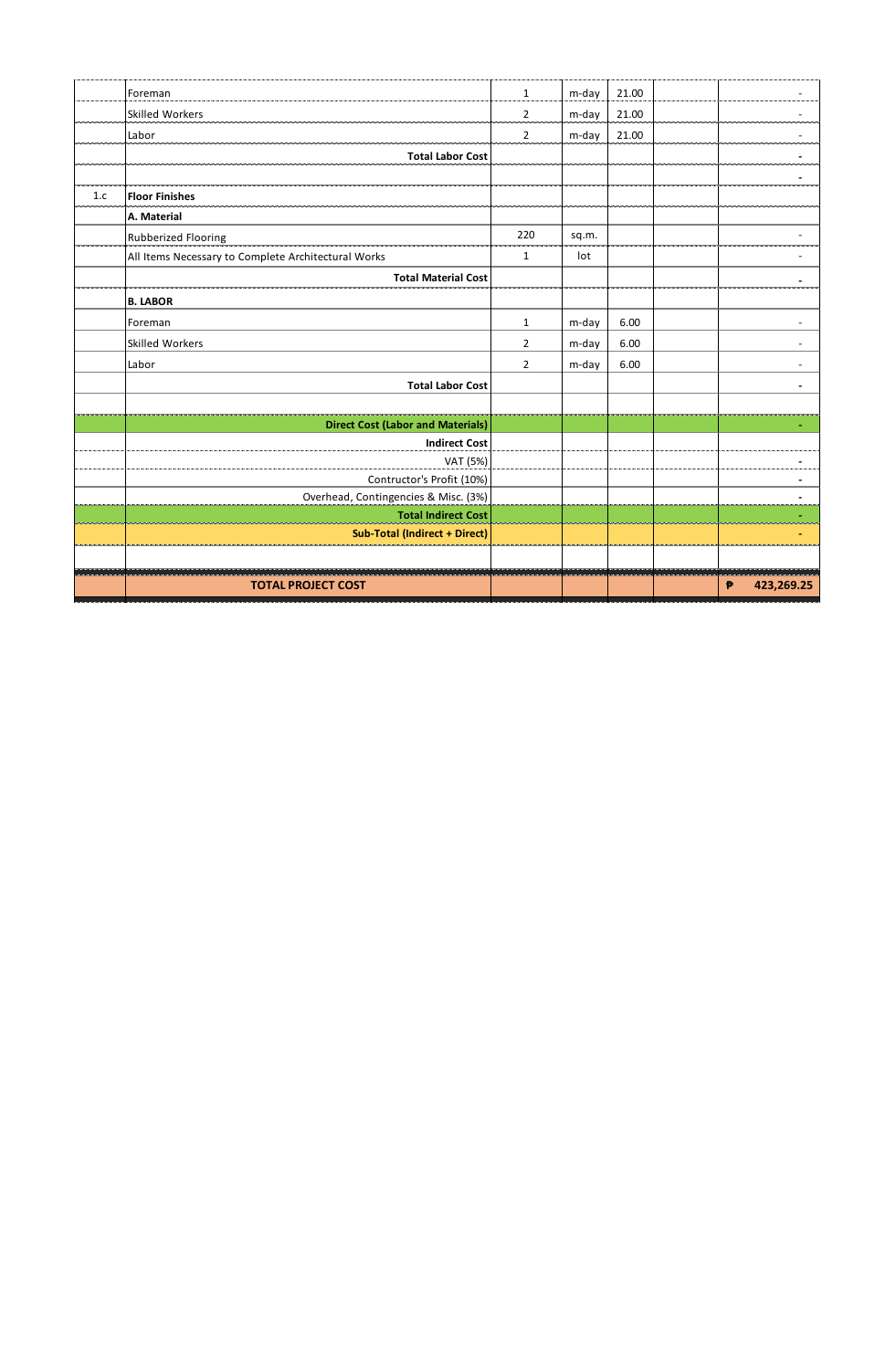| | | | | | | |
|---|---|---|---|---|---|---|
| | Foreman | 1 | m-day | 21.00 | | - |
| | Skilled Workers | 2 | m-day | 21.00 | | - |
| | Labor | 2 | m-day | 21.00 | | - |
| | **Total Labor Cost** | | | | | - |
| | | | | | | - |
| 1.c | **Floor Finishes** | | | | | |
| | **A. Material** | | | | | |
| | Rubberized Flooring | 220 | sq.m. | | | - |
| | All Items Necessary to Complete Architectural Works | 1 | lot | | | - |
| | **Total Material Cost** | | | | | - |
| | **B. LABOR** | | | | | |
| | Foreman | 1 | m-day | 6.00 | | - |
| | Skilled Workers | 2 | m-day | 6.00 | | - |
| | Labor | 2 | m-day | 6.00 | | - |
| | **Total Labor Cost** | | | | | - |
| | | | | | | |
| | **Direct Cost (Labor and Materials)** | | | | | - |
| | **Indirect Cost** | | | | | |
| | VAT (5%) | | | | | - |
| | Contructor's Profit (10%) | | | | | - |
| | Overhead, Contingencies & Misc. (3%) | | | | | - |
| | **Total Indirect Cost** | | | | | - |
| | **Sub-Total (Indirect + Direct)** | | | | | - |
| | | | | | | |
| | **TOTAL PROJECT COST** | | | | | **₱ 423,269.25** |